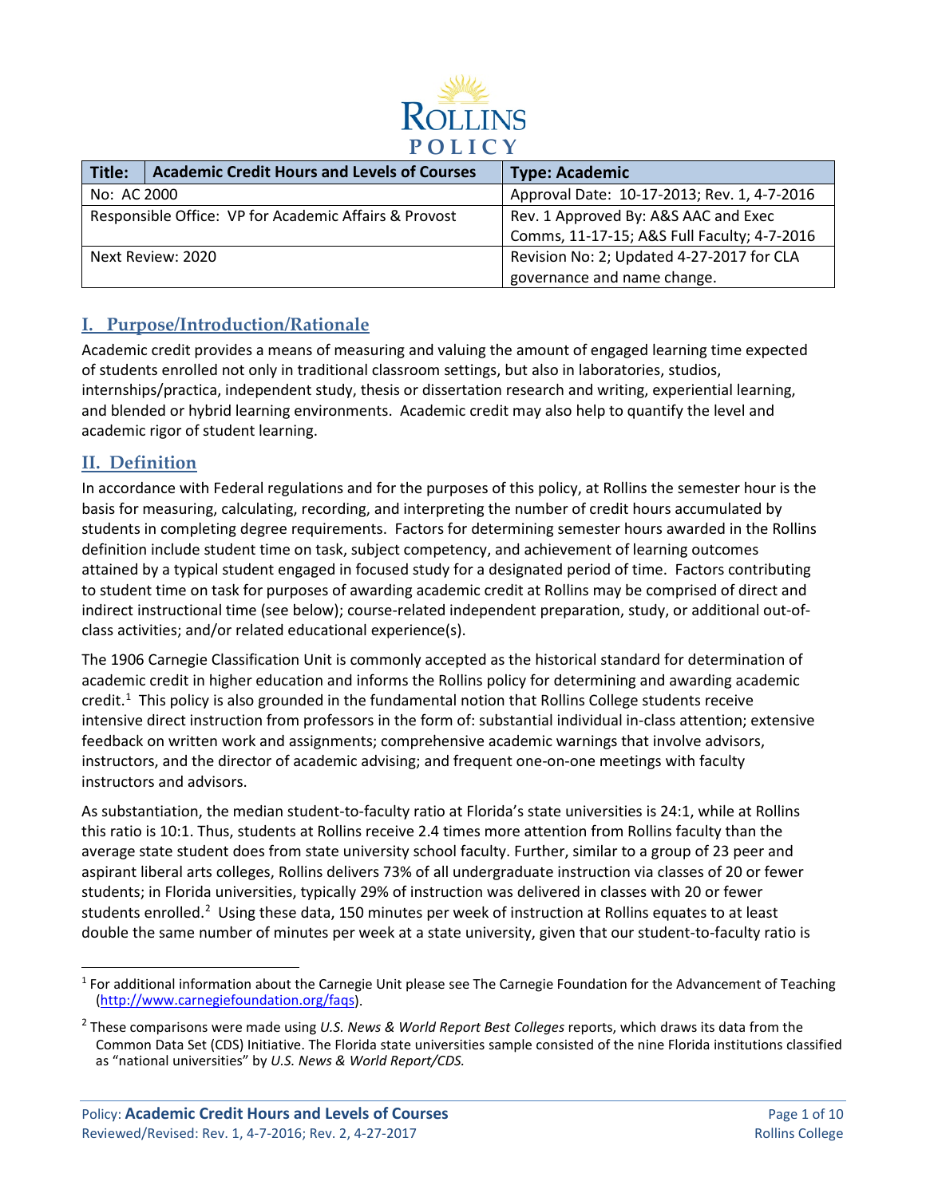ROLLINS POLICY

| Title: | Academic Credit Hours and Levels of Courses | Type: Academic |
|---|---|---|
| No: AC 2000 | | Approval Date: 10-17-2013; Rev. 1, 4-7-2016 |
| Responsible Office: VP for Academic Affairs & Provost | | Rev. 1 Approved By: A&S AAC and Exec Comms, 11-17-15; A&S Full Faculty; 4-7-2016 |
| Next Review: 2020 | | Revision No: 2; Updated 4-27-2017 for CLA governance and name change. |

## I. Purpose/Introduction/Rationale

Academic credit provides a means of measuring and valuing the amount of engaged learning time expected of students enrolled not only in traditional classroom settings, but also in laboratories, studios, internships/practica, independent study, thesis or dissertation research and writing, experiential learning, and blended or hybrid learning environments. Academic credit may also help to quantify the level and academic rigor of student learning.

## II. Definition

In accordance with Federal regulations and for the purposes of this policy, at Rollins the semester hour is the basis for measuring, calculating, recording, and interpreting the number of credit hours accumulated by students in completing degree requirements. Factors for determining semester hours awarded in the Rollins definition include student time on task, subject competency, and achievement of learning outcomes attained by a typical student engaged in focused study for a designated period of time. Factors contributing to student time on task for purposes of awarding academic credit at Rollins may be comprised of direct and indirect instructional time (see below); course-related independent preparation, study, or additional out-of-class activities; and/or related educational experience(s).

The 1906 Carnegie Classification Unit is commonly accepted as the historical standard for determination of academic credit in higher education and informs the Rollins policy for determining and awarding academic credit.[1] This policy is also grounded in the fundamental notion that Rollins College students receive intensive direct instruction from professors in the form of: substantial individual in-class attention; extensive feedback on written work and assignments; comprehensive academic warnings that involve advisors, instructors, and the director of academic advising; and frequent one-on-one meetings with faculty instructors and advisors.

As substantiation, the median student-to-faculty ratio at Florida's state universities is 24:1, while at Rollins this ratio is 10:1. Thus, students at Rollins receive 2.4 times more attention from Rollins faculty than the average state student does from state university school faculty. Further, similar to a group of 23 peer and aspirant liberal arts colleges, Rollins delivers 73% of all undergraduate instruction via classes of 20 or fewer students; in Florida universities, typically 29% of instruction was delivered in classes with 20 or fewer students enrolled.[2] Using these data, 150 minutes per week of instruction at Rollins equates to at least double the same number of minutes per week at a state university, given that our student-to-faculty ratio is

---

[1] For additional information about the Carnegie Unit please see The Carnegie Foundation for the Advancement of Teaching (http://www.carnegiefoundation.org/faqs).

[2] These comparisons were made using *U.S. News & World Report Best Colleges* reports, which draws its data from the Common Data Set (CDS) Initiative. The Florida state universities sample consisted of the nine Florida institutions classified as "national universities" by *U.S. News & World Report/CDS.*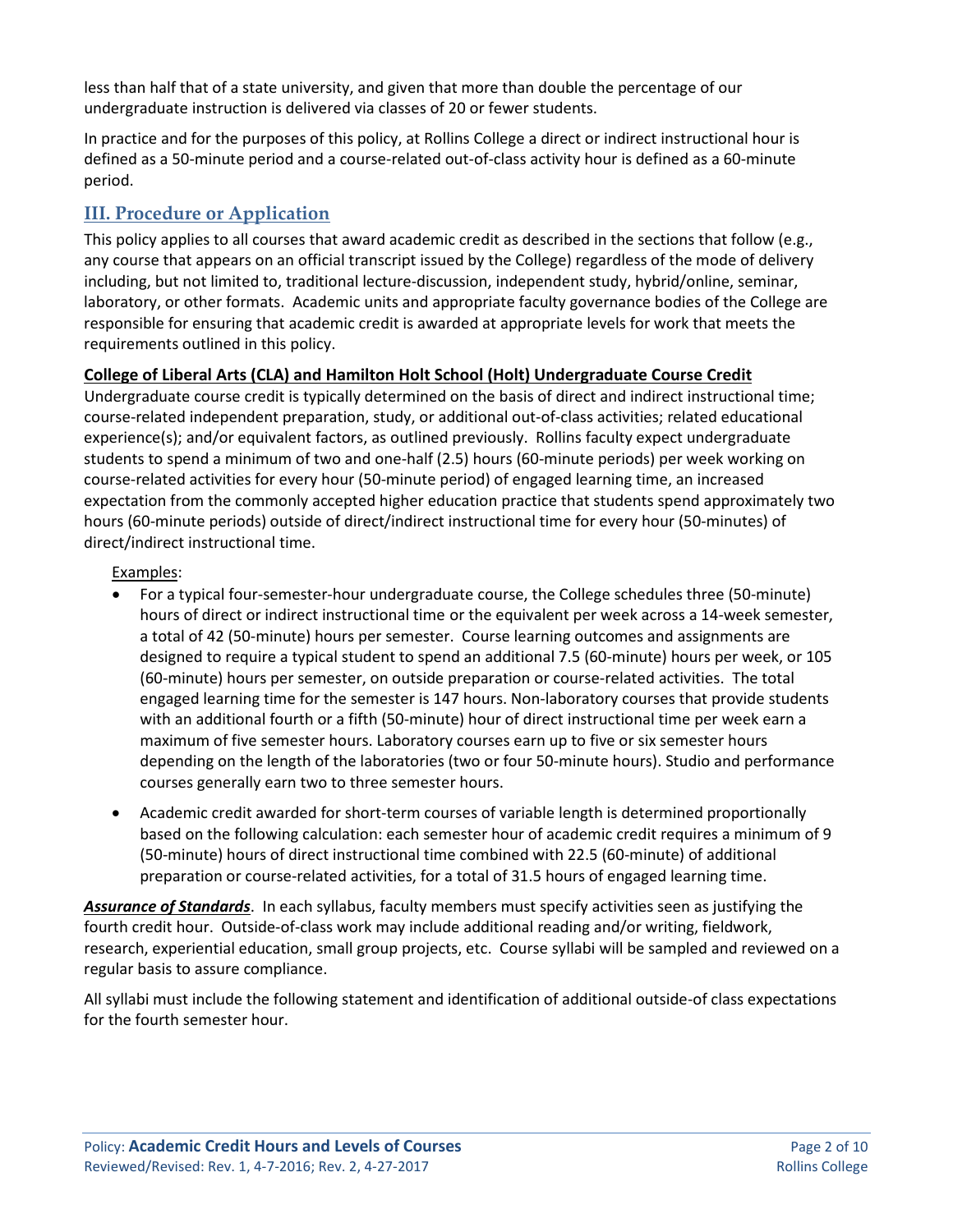less than half that of a state university, and given that more than double the percentage of our undergraduate instruction is delivered via classes of 20 or fewer students.

In practice and for the purposes of this policy, at Rollins College a direct or indirect instructional hour is defined as a 50-minute period and a course-related out-of-class activity hour is defined as a 60-minute period.

## III. Procedure or Application

This policy applies to all courses that award academic credit as described in the sections that follow (e.g., any course that appears on an official transcript issued by the College) regardless of the mode of delivery including, but not limited to, traditional lecture-discussion, independent study, hybrid/online, seminar, laboratory, or other formats. Academic units and appropriate faculty governance bodies of the College are responsible for ensuring that academic credit is awarded at appropriate levels for work that meets the requirements outlined in this policy.

**College of Liberal Arts (CLA) and Hamilton Holt School (Holt) Undergraduate Course Credit**

Undergraduate course credit is typically determined on the basis of direct and indirect instructional time; course-related independent preparation, study, or additional out-of-class activities; related educational experience(s); and/or equivalent factors, as outlined previously. Rollins faculty expect undergraduate students to spend a minimum of two and one-half (2.5) hours (60-minute periods) per week working on course-related activities for every hour (50-minute period) of engaged learning time, an increased expectation from the commonly accepted higher education practice that students spend approximately two hours (60-minute periods) outside of direct/indirect instructional time for every hour (50-minutes) of direct/indirect instructional time.

Examples:

- For a typical four-semester-hour undergraduate course, the College schedules three (50-minute) hours of direct or indirect instructional time or the equivalent per week across a 14-week semester, a total of 42 (50-minute) hours per semester. Course learning outcomes and assignments are designed to require a typical student to spend an additional 7.5 (60-minute) hours per week, or 105 (60-minute) hours per semester, on outside preparation or course-related activities. The total engaged learning time for the semester is 147 hours. Non-laboratory courses that provide students with an additional fourth or a fifth (50-minute) hour of direct instructional time per week earn a maximum of five semester hours. Laboratory courses earn up to five or six semester hours depending on the length of the laboratories (two or four 50-minute hours). Studio and performance courses generally earn two to three semester hours.
- Academic credit awarded for short-term courses of variable length is determined proportionally based on the following calculation: each semester hour of academic credit requires a minimum of 9 (50-minute) hours of direct instructional time combined with 22.5 (60-minute) of additional preparation or course-related activities, for a total of 31.5 hours of engaged learning time.

***Assurance of Standards***. In each syllabus, faculty members must specify activities seen as justifying the fourth credit hour. Outside-of-class work may include additional reading and/or writing, fieldwork, research, experiential education, small group projects, etc. Course syllabi will be sampled and reviewed on a regular basis to assure compliance.

All syllabi must include the following statement and identification of additional outside-of class expectations for the fourth semester hour.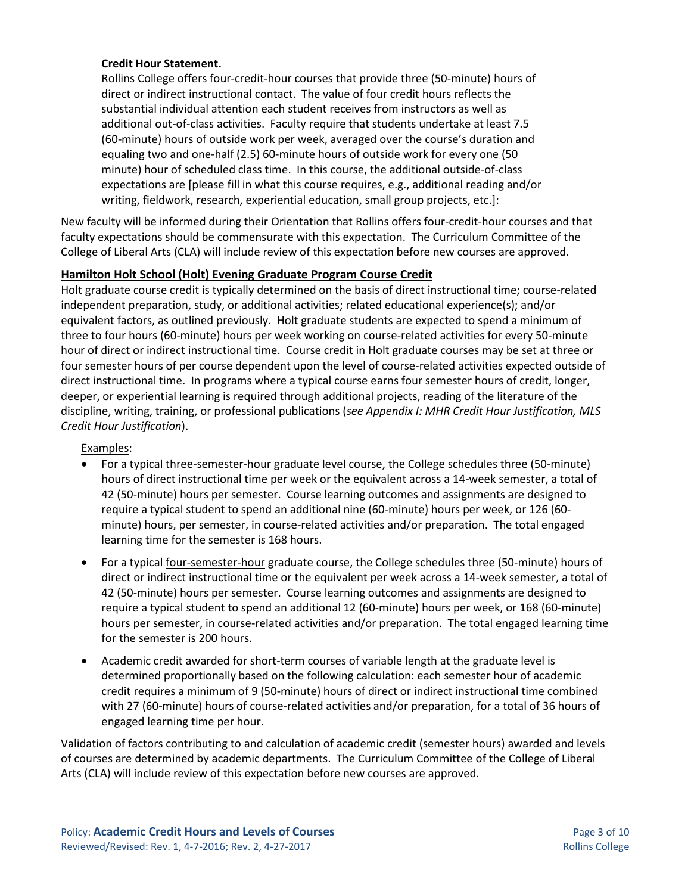**Credit Hour Statement.**
Rollins College offers four-credit-hour courses that provide three (50-minute) hours of direct or indirect instructional contact. The value of four credit hours reflects the substantial individual attention each student receives from instructors as well as additional out-of-class activities. Faculty require that students undertake at least 7.5 (60-minute) hours of outside work per week, averaged over the course's duration and equaling two and one-half (2.5) 60-minute hours of outside work for every one (50 minute) hour of scheduled class time. In this course, the additional outside-of-class expectations are [please fill in what this course requires, e.g., additional reading and/or writing, fieldwork, research, experiential education, small group projects, etc.]:

New faculty will be informed during their Orientation that Rollins offers four-credit-hour courses and that faculty expectations should be commensurate with this expectation. The Curriculum Committee of the College of Liberal Arts (CLA) will include review of this expectation before new courses are approved.

## Hamilton Holt School (Holt) Evening Graduate Program Course Credit

Holt graduate course credit is typically determined on the basis of direct instructional time; course-related independent preparation, study, or additional activities; related educational experience(s); and/or equivalent factors, as outlined previously. Holt graduate students are expected to spend a minimum of three to four hours (60-minute) hours per week working on course-related activities for every 50-minute hour of direct or indirect instructional time. Course credit in Holt graduate courses may be set at three or four semester hours of per course dependent upon the level of course-related activities expected outside of direct instructional time. In programs where a typical course earns four semester hours of credit, longer, deeper, or experiential learning is required through additional projects, reading of the literature of the discipline, writing, training, or professional publications (*see Appendix I: MHR Credit Hour Justification, MLS Credit Hour Justification*).

Examples:

- For a typical three-semester-hour graduate level course, the College schedules three (50-minute) hours of direct instructional time per week or the equivalent across a 14-week semester, a total of 42 (50-minute) hours per semester. Course learning outcomes and assignments are designed to require a typical student to spend an additional nine (60-minute) hours per week, or 126 (60-minute) hours, per semester, in course-related activities and/or preparation. The total engaged learning time for the semester is 168 hours.

- For a typical four-semester-hour graduate course, the College schedules three (50-minute) hours of direct or indirect instructional time or the equivalent per week across a 14-week semester, a total of 42 (50-minute) hours per semester. Course learning outcomes and assignments are designed to require a typical student to spend an additional 12 (60-minute) hours per week, or 168 (60-minute) hours per semester, in course-related activities and/or preparation. The total engaged learning time for the semester is 200 hours.

- Academic credit awarded for short-term courses of variable length at the graduate level is determined proportionally based on the following calculation: each semester hour of academic credit requires a minimum of 9 (50-minute) hours of direct or indirect instructional time combined with 27 (60-minute) hours of course-related activities and/or preparation, for a total of 36 hours of engaged learning time per hour.

Validation of factors contributing to and calculation of academic credit (semester hours) awarded and levels of courses are determined by academic departments. The Curriculum Committee of the College of Liberal Arts (CLA) will include review of this expectation before new courses are approved.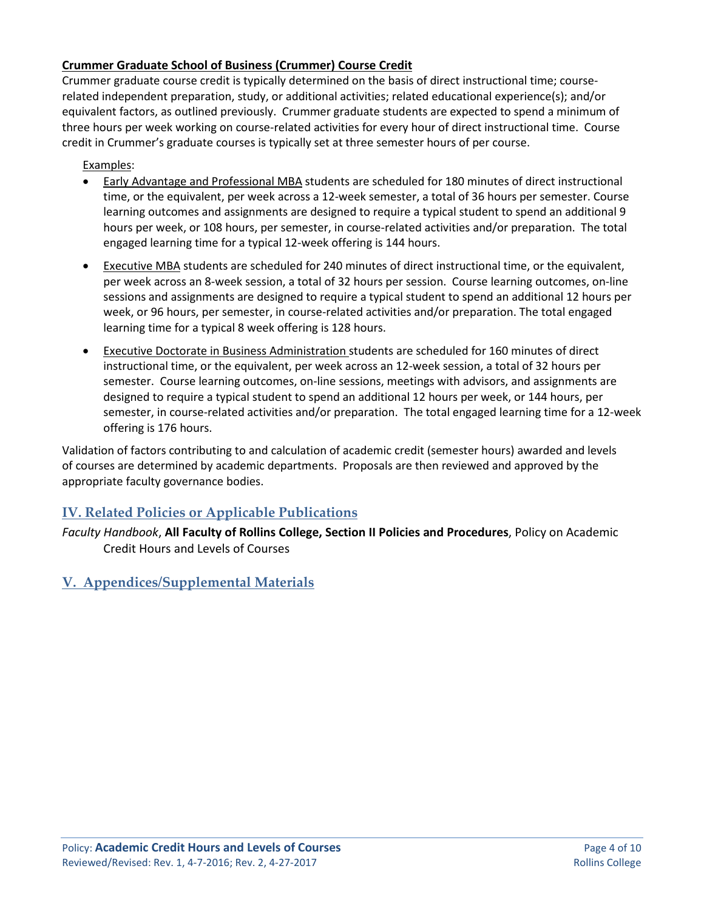**Crummer Graduate School of Business (Crummer) Course Credit**

Crummer graduate course credit is typically determined on the basis of direct instructional time; course-related independent preparation, study, or additional activities; related educational experience(s); and/or equivalent factors, as outlined previously. Crummer graduate students are expected to spend a minimum of three hours per week working on course-related activities for every hour of direct instructional time. Course credit in Crummer's graduate courses is typically set at three semester hours of per course.

Examples:

- Early Advantage and Professional MBA students are scheduled for 180 minutes of direct instructional time, or the equivalent, per week across a 12-week semester, a total of 36 hours per semester. Course learning outcomes and assignments are designed to require a typical student to spend an additional 9 hours per week, or 108 hours, per semester, in course-related activities and/or preparation. The total engaged learning time for a typical 12-week offering is 144 hours.
- Executive MBA students are scheduled for 240 minutes of direct instructional time, or the equivalent, per week across an 8-week session, a total of 32 hours per session. Course learning outcomes, on-line sessions and assignments are designed to require a typical student to spend an additional 12 hours per week, or 96 hours, per semester, in course-related activities and/or preparation. The total engaged learning time for a typical 8 week offering is 128 hours.
- Executive Doctorate in Business Administration students are scheduled for 160 minutes of direct instructional time, or the equivalent, per week across an 12-week session, a total of 32 hours per semester. Course learning outcomes, on-line sessions, meetings with advisors, and assignments are designed to require a typical student to spend an additional 12 hours per week, or 144 hours, per semester, in course-related activities and/or preparation. The total engaged learning time for a 12-week offering is 176 hours.

Validation of factors contributing to and calculation of academic credit (semester hours) awarded and levels of courses are determined by academic departments. Proposals are then reviewed and approved by the appropriate faculty governance bodies.

## IV. Related Policies or Applicable Publications

*Faculty Handbook*, **All Faculty of Rollins College, Section II Policies and Procedures**, Policy on Academic Credit Hours and Levels of Courses

## V. Appendices/Supplemental Materials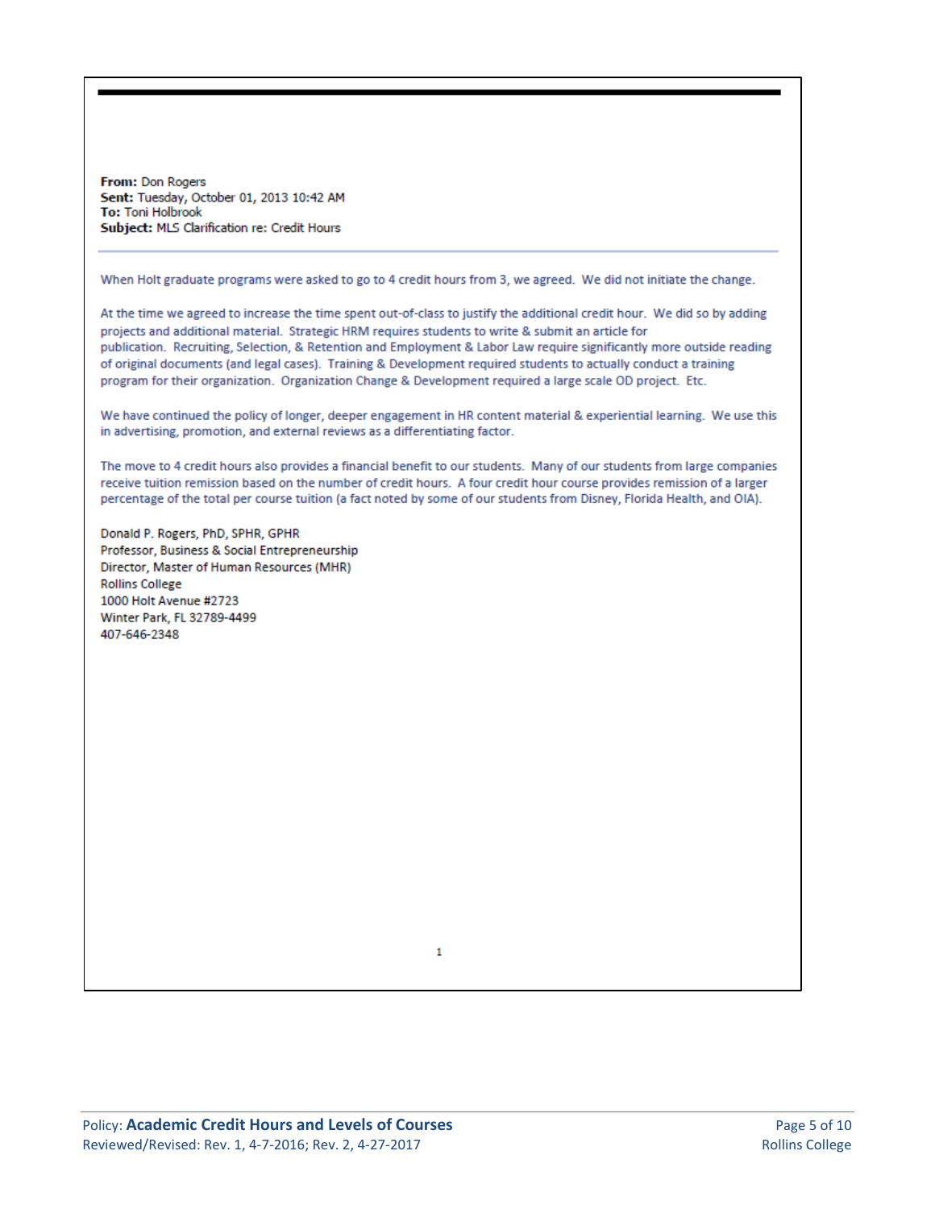**From:** Don Rogers
**Sent:** Tuesday, October 01, 2013 10:42 AM
**To:** Toni Holbrook
**Subject:** MLS Clarification re: Credit Hours

---

When Holt graduate programs were asked to go to 4 credit hours from 3, we agreed. We did not initiate the change.

At the time we agreed to increase the time spent out-of-class to justify the additional credit hour. We did so by adding projects and additional material. Strategic HRM requires students to write & submit an article for publication. Recruiting, Selection, & Retention and Employment & Labor Law require significantly more outside reading of original documents (and legal cases). Training & Development required students to actually conduct a training program for their organization. Organization Change & Development required a large scale OD project. Etc.

We have continued the policy of longer, deeper engagement in HR content material & experiential learning. We use this in advertising, promotion, and external reviews as a differentiating factor.

The move to 4 credit hours also provides a financial benefit to our students. Many of our students from large companies receive tuition remission based on the number of credit hours. A four credit hour course provides remission of a larger percentage of the total per course tuition (a fact noted by some of our students from Disney, Florida Health, and OIA).

Donald P. Rogers, PhD, SPHR, GPHR
Professor, Business & Social Entrepreneurship
Director, Master of Human Resources (MHR)
Rollins College
1000 Holt Avenue #2723
Winter Park, FL 32789-4499
407-646-2348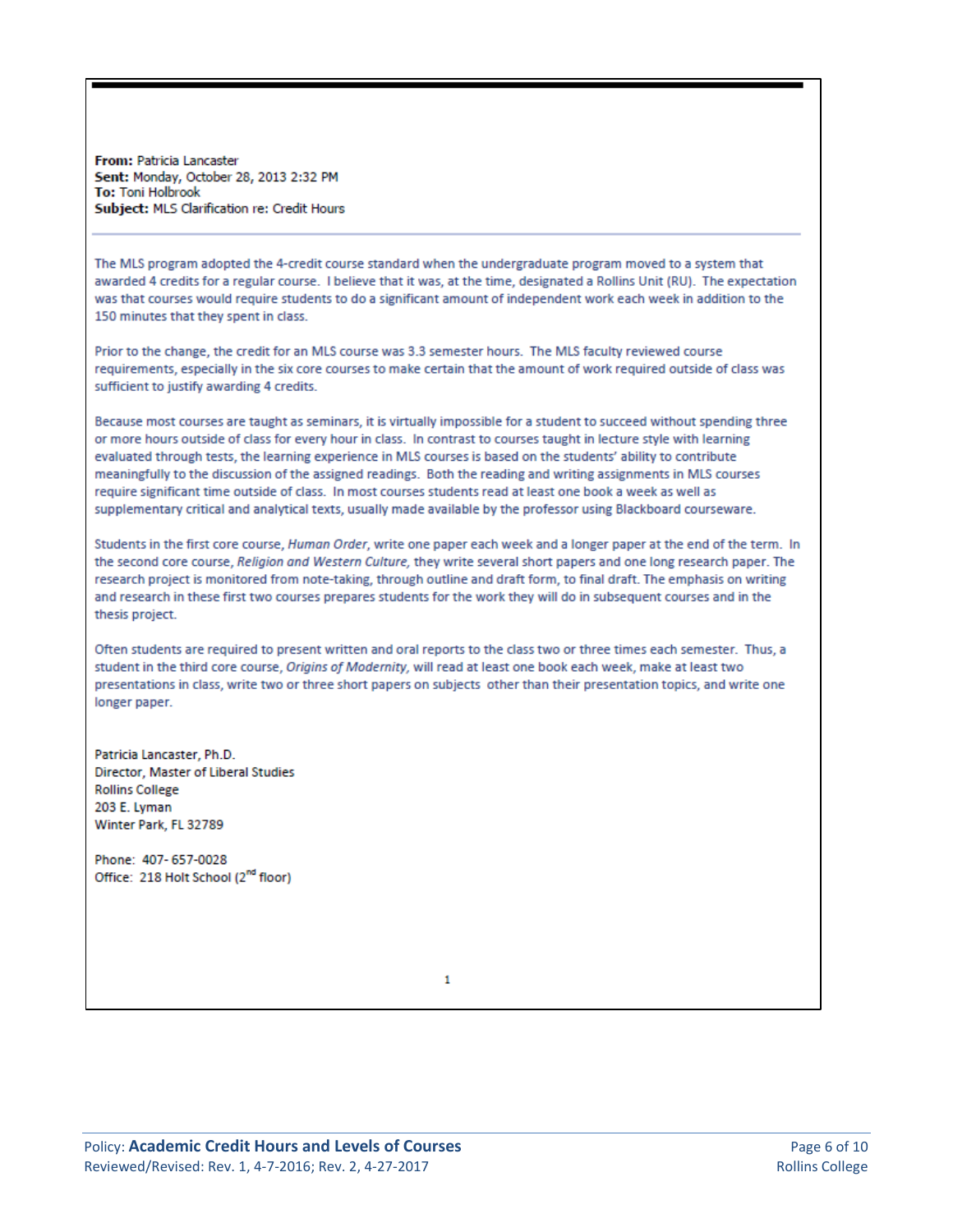**From:** Patricia Lancaster
**Sent:** Monday, October 28, 2013 2:32 PM
**To:** Toni Holbrook
**Subject:** MLS Clarification re: Credit Hours

The MLS program adopted the 4-credit course standard when the undergraduate program moved to a system that awarded 4 credits for a regular course. I believe that it was, at the time, designated a Rollins Unit (RU). The expectation was that courses would require students to do a significant amount of independent work each week in addition to the 150 minutes that they spent in class.

Prior to the change, the credit for an MLS course was 3.3 semester hours. The MLS faculty reviewed course requirements, especially in the six core courses to make certain that the amount of work required outside of class was sufficient to justify awarding 4 credits.

Because most courses are taught as seminars, it is virtually impossible for a student to succeed without spending three or more hours outside of class for every hour in class. In contrast to courses taught in lecture style with learning evaluated through tests, the learning experience in MLS courses is based on the students' ability to contribute meaningfully to the discussion of the assigned readings. Both the reading and writing assignments in MLS courses require significant time outside of class. In most courses students read at least one book a week as well as supplementary critical and analytical texts, usually made available by the professor using Blackboard courseware.

Students in the first core course, *Human Order*, write one paper each week and a longer paper at the end of the term. In the second core course, *Religion and Western Culture,* they write several short papers and one long research paper. The research project is monitored from note-taking, through outline and draft form, to final draft. The emphasis on writing and research in these first two courses prepares students for the work they will do in subsequent courses and in the thesis project.

Often students are required to present written and oral reports to the class two or three times each semester. Thus, a student in the third core course, *Origins of Modernity,* will read at least one book each week, make at least two presentations in class, write two or three short papers on subjects other than their presentation topics, and write one longer paper.

Patricia Lancaster, Ph.D.
Director, Master of Liberal Studies
Rollins College
203 E. Lyman
Winter Park, FL 32789

Phone: 407- 657-0028
Office: 218 Holt School (2nd floor)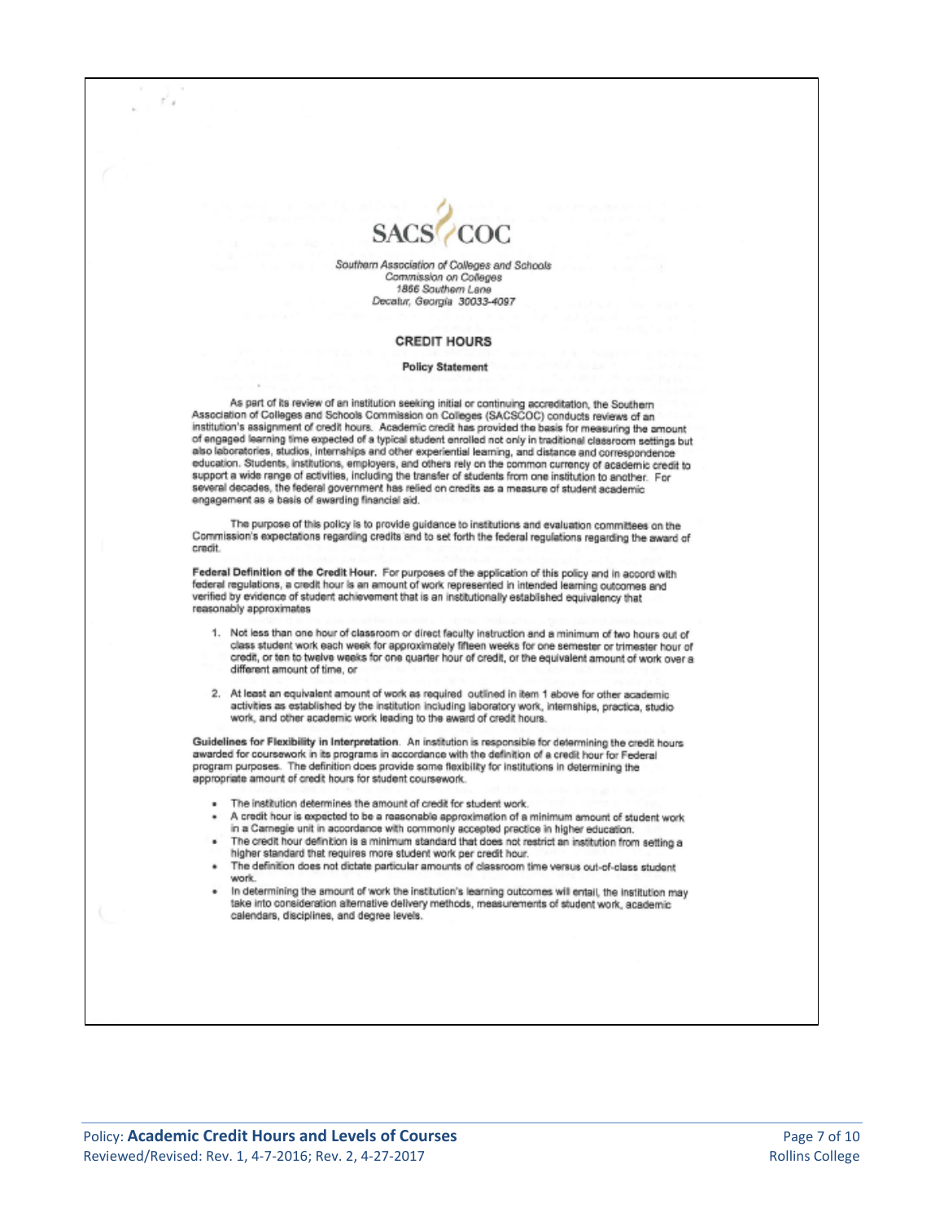SACS COC

*Southern Association of Colleges and Schools*
*Commission on Colleges*
*1866 Southern Lane*
*Decatur, Georgia 30033-4097*

## CREDIT HOURS

### Policy Statement

As part of its review of an institution seeking initial or continuing accreditation, the Southern Association of Colleges and Schools Commission on Colleges (SACSCOC) conducts reviews of an institution's assignment of credit hours. Academic credit has provided the basis for measuring the amount of engaged learning time expected of a typical student enrolled not only in traditional classroom settings but also laboratories, studios, internships and other experiential learning, and distance and correspondence education. Students, institutions, employers, and others rely on the common currency of academic credit to support a wide range of activities, including the transfer of students from one institution to another. For several decades, the federal government has relied on credits as a measure of student academic engagement as a basis of awarding financial aid.

The purpose of this policy is to provide guidance to institutions and evaluation committees on the Commission's expectations regarding credits and to set forth the federal regulations regarding the award of credit.

**Federal Definition of the Credit Hour.** For purposes of the application of this policy and in accord with federal regulations, a credit hour is an amount of work represented in intended learning outcomes and verified by evidence of student achievement that is an institutionally established equivalency that reasonably approximates

1. Not less than one hour of classroom or direct faculty instruction and a minimum of two hours out of class student work each week for approximately fifteen weeks for one semester or trimester hour of credit, or ten to twelve weeks for one quarter hour of credit, or the equivalent amount of work over a different amount of time, or

2. At least an equivalent amount of work as required outlined in item 1 above for other academic activities as established by the institution including laboratory work, internships, practica, studio work, and other academic work leading to the award of credit hours.

**Guidelines for Flexibility in Interpretation.** An institution is responsible for determining the credit hours awarded for coursework in its programs in accordance with the definition of a credit hour for Federal program purposes. The definition does provide some flexibility for institutions in determining the appropriate amount of credit hours for student coursework.

- The institution determines the amount of credit for student work.
- A credit hour is expected to be a reasonable approximation of a minimum amount of student work in a Carnegie unit in accordance with commonly accepted practice in higher education.
- The credit hour definition is a minimum standard that does not restrict an institution from setting a higher standard that requires more student work per credit hour.
- The definition does not dictate particular amounts of classroom time versus out-of-class student work.
- In determining the amount of work the institution's learning outcomes will entail, the institution may take into consideration alternative delivery methods, measurements of student work, academic calendars, disciplines, and degree levels.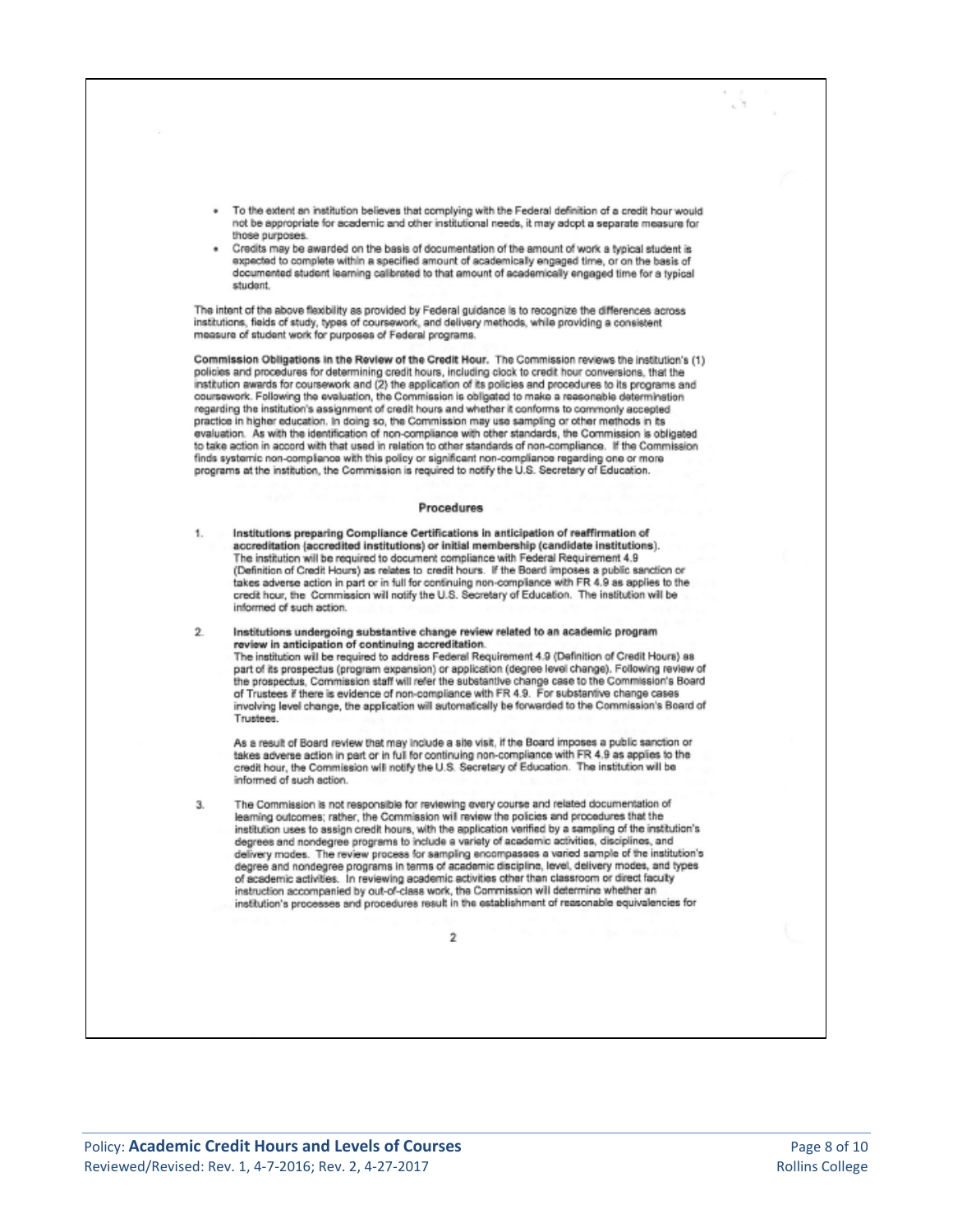- To the extent an institution believes that complying with the Federal definition of a credit hour would not be appropriate for academic and other institutional needs, it may adopt a separate measure for those purposes.
- Credits may be awarded on the basis of documentation of the amount of work a typical student is expected to complete within a specified amount of academically engaged time, or on the basis of documented student learning calibrated to that amount of academically engaged time for a typical student.

The intent of the above flexibility as provided by Federal guidance is to recognize the differences across institutions, fields of study, types of coursework, and delivery methods, while providing a consistent measure of student work for purposes of Federal programs.

**Commission Obligations in the Review of the Credit Hour.** The Commission reviews the institution's (1) policies and procedures for determining credit hours, including clock to credit hour conversions, that the institution awards for coursework and (2) the application of its policies and procedures to its programs and coursework. Following the evaluation, the Commission is obligated to make a reasonable determination regarding the institution's assignment of credit hours and whether it conforms to commonly accepted practice in higher education. In doing so, the Commission may use sampling or other methods in its evaluation. As with the identification of non-compliance with other standards, the Commission is obligated to take action in accord with that used in relation to other standards of non-compliance. If the Commission finds systemic non-compliance with this policy or significant non-compliance regarding one or more programs at the institution, the Commission is required to notify the U.S. Secretary of Education.

### Procedures

1. **Institutions preparing Compliance Certifications in anticipation of reaffirmation of accreditation (accredited institutions) or initial membership (candidate institutions).** The institution will be required to document compliance with Federal Requirement 4.9 (Definition of Credit Hours) as relates to credit hours. If the Board imposes a public sanction or takes adverse action in part or in full for continuing non-compliance with FR 4.9 as applies to the credit hour, the Commission will notify the U.S. Secretary of Education. The institution will be informed of such action.

2. **Institutions undergoing substantive change review related to an academic program review in anticipation of continuing accreditation.** The institution will be required to address Federal Requirement 4.9 (Definition of Credit Hours) as part of its prospectus (program expansion) or application (degree level change). Following review of the prospectus, Commission staff will refer the substantive change case to the Commission's Board of Trustees if there is evidence of non-compliance with FR 4.9. For substantive change cases involving level change, the application will automatically be forwarded to the Commission's Board of Trustees.

   As a result of Board review that may include a site visit, if the Board imposes a public sanction or takes adverse action in part or in full for continuing non-compliance with FR 4.9 as applies to the credit hour, the Commission will notify the U.S. Secretary of Education. The institution will be informed of such action.

3. The Commission is not responsible for reviewing every course and related documentation of learning outcomes; rather, the Commission will review the policies and procedures that the institution uses to assign credit hours, with the application verified by a sampling of the institution's degrees and nondegree programs to include a variety of academic activities, disciplines, and delivery modes. The review process for sampling encompasses a varied sample of the institution's degree and nondegree programs in terms of academic discipline, level, delivery modes, and types of academic activities. In reviewing academic activities other than classroom or direct faculty instruction accompanied by out-of-class work, the Commission will determine whether an institution's processes and procedures result in the establishment of reasonable equivalencies for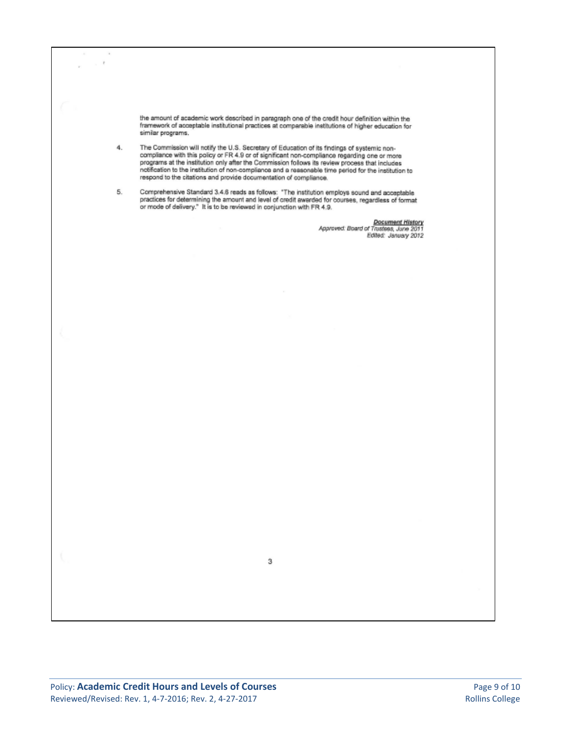the amount of academic work described in paragraph one of the credit hour definition within the framework of acceptable institutional practices at comparable institutions of higher education for similar programs.

4. The Commission will notify the U.S. Secretary of Education of its findings of systemic non-compliance with this policy or FR 4.9 or of significant non-compliance regarding one or more programs at the institution only after the Commission follows its review process that includes notification to the institution of non-compliance and a reasonable time period for the institution to respond to the citations and provide documentation of compliance.

5. Comprehensive Standard 3.4.6 reads as follows: "The institution employs sound and acceptable practices for determining the amount and level of credit awarded for courses, regardless of format or mode of delivery." It is to be reviewed in conjunction with FR 4.9.

***Document History***
*Approved: Board of Trustees, June 2011*
*Edited: January 2012*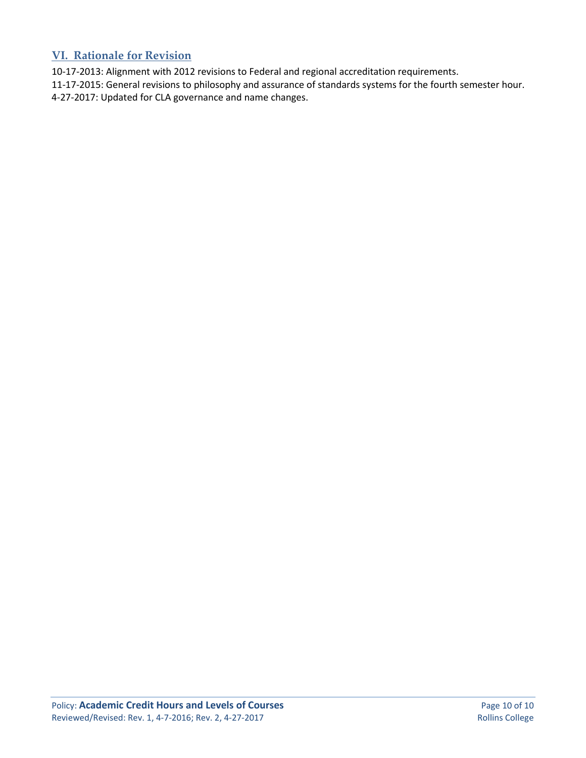## VI. Rationale for Revision

10-17-2013: Alignment with 2012 revisions to Federal and regional accreditation requirements.
11-17-2015: General revisions to philosophy and assurance of standards systems for the fourth semester hour.
4-27-2017: Updated for CLA governance and name changes.